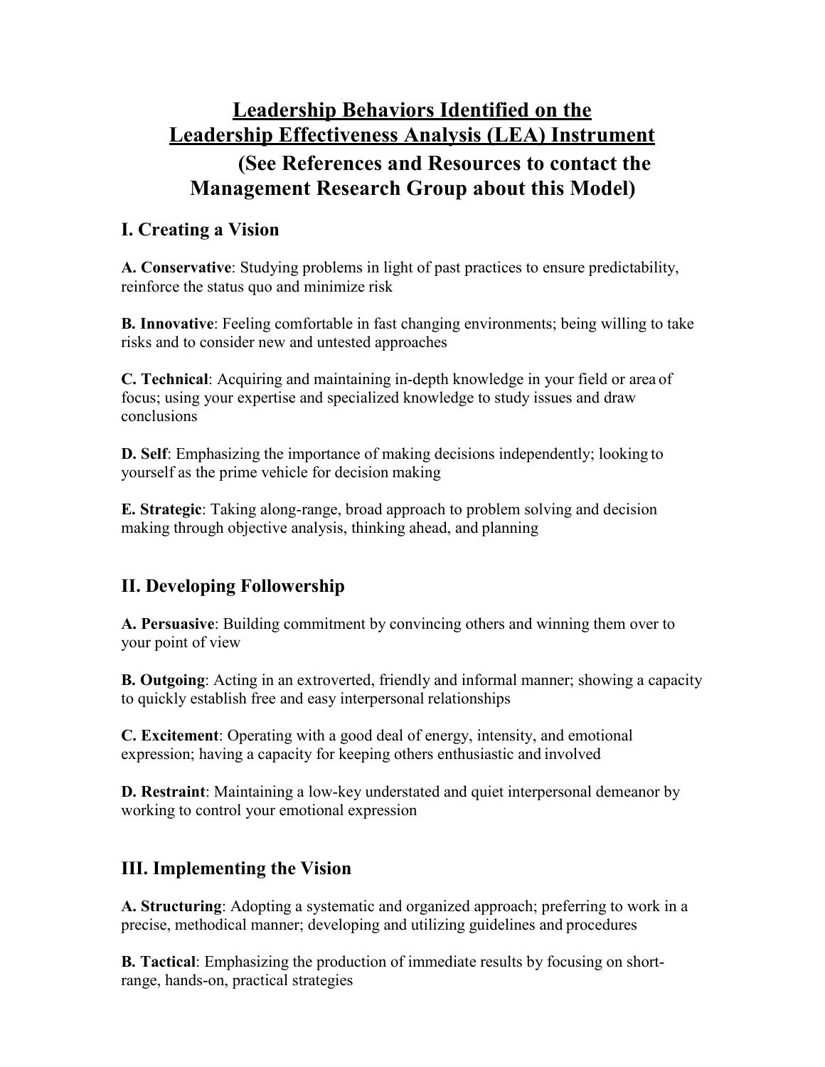# Leadership Behaviors Identified on the Leadership Effectiveness Analysis (LEA) Instrument

**(See References and Resources to contact the Management Research Group about this Model)**

## I. Creating a Vision

**A. Conservative**: Studying problems in light of past practices to ensure predictability, reinforce the status quo and minimize risk

**B. Innovative**: Feeling comfortable in fast changing environments; being willing to take risks and to consider new and untested approaches

**C. Technical**: Acquiring and maintaining in-depth knowledge in your field or area of focus; using your expertise and specialized knowledge to study issues and draw conclusions

**D. Self**: Emphasizing the importance of making decisions independently; looking to yourself as the prime vehicle for decision making

**E. Strategic**: Taking along-range, broad approach to problem solving and decision making through objective analysis, thinking ahead, and planning

## II. Developing Followership

**A. Persuasive**: Building commitment by convincing others and winning them over to your point of view

**B. Outgoing**: Acting in an extroverted, friendly and informal manner; showing a capacity to quickly establish free and easy interpersonal relationships

**C. Excitement**: Operating with a good deal of energy, intensity, and emotional expression; having a capacity for keeping others enthusiastic and involved

**D. Restraint**: Maintaining a low-key understated and quiet interpersonal demeanor by working to control your emotional expression

## III. Implementing the Vision

**A. Structuring**: Adopting a systematic and organized approach; preferring to work in a precise, methodical manner; developing and utilizing guidelines and procedures

**B. Tactical**: Emphasizing the production of immediate results by focusing on short-range, hands-on, practical strategies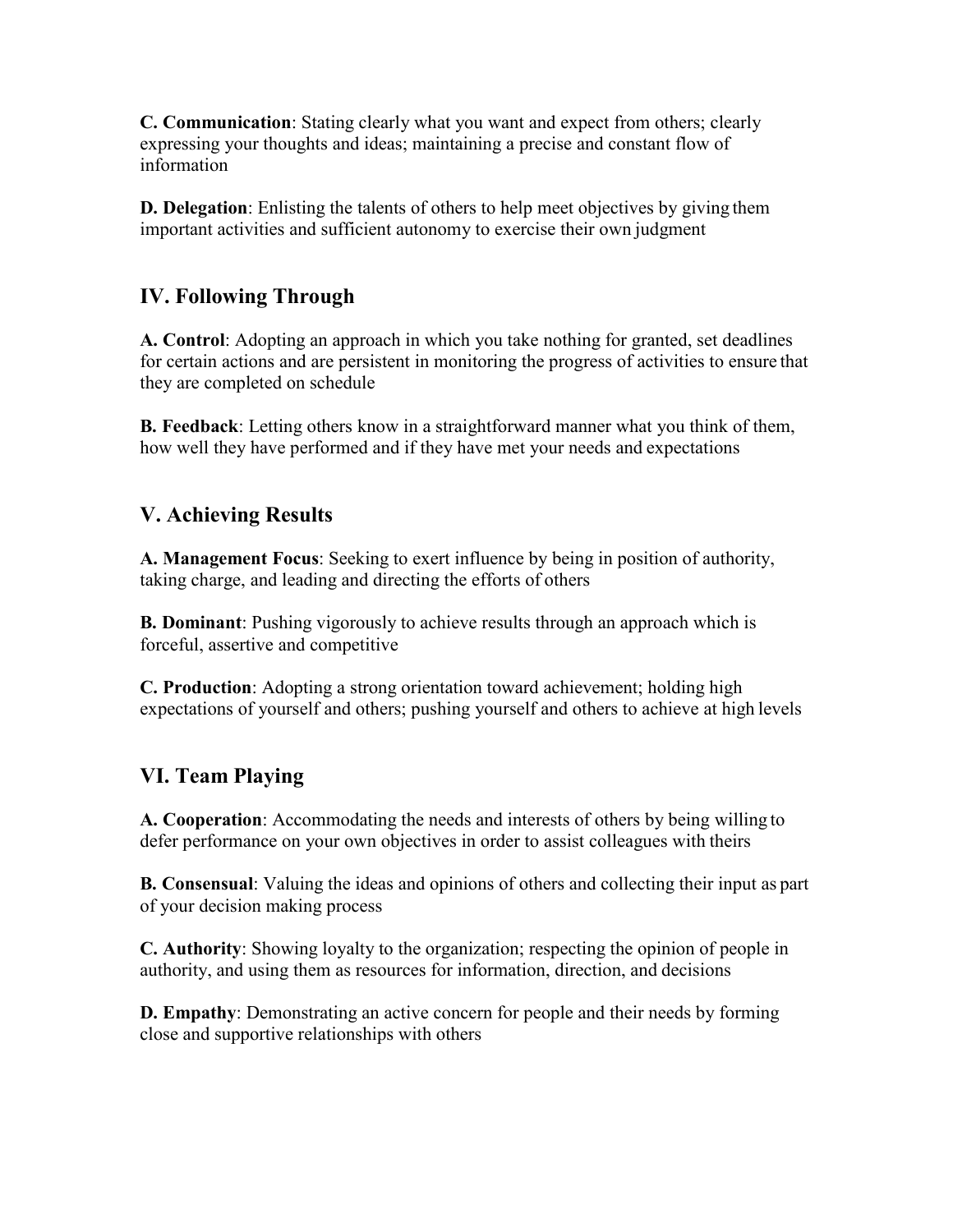**C. Communication**: Stating clearly what you want and expect from others; clearly expressing your thoughts and ideas; maintaining a precise and constant flow of information

**D. Delegation**: Enlisting the talents of others to help meet objectives by giving them important activities and sufficient autonomy to exercise their own judgment

## IV. Following Through

**A. Control**: Adopting an approach in which you take nothing for granted, set deadlines for certain actions and are persistent in monitoring the progress of activities to ensure that they are completed on schedule

**B. Feedback**: Letting others know in a straightforward manner what you think of them, how well they have performed and if they have met your needs and expectations

## V. Achieving Results

**A. Management Focus**: Seeking to exert influence by being in position of authority, taking charge, and leading and directing the efforts of others

**B. Dominant**: Pushing vigorously to achieve results through an approach which is forceful, assertive and competitive

**C. Production**: Adopting a strong orientation toward achievement; holding high expectations of yourself and others; pushing yourself and others to achieve at high levels

## VI. Team Playing

**A. Cooperation**: Accommodating the needs and interests of others by being willing to defer performance on your own objectives in order to assist colleagues with theirs

**B. Consensual**: Valuing the ideas and opinions of others and collecting their input as part of your decision making process

**C. Authority**: Showing loyalty to the organization; respecting the opinion of people in authority, and using them as resources for information, direction, and decisions

**D. Empathy**: Demonstrating an active concern for people and their needs by forming close and supportive relationships with others